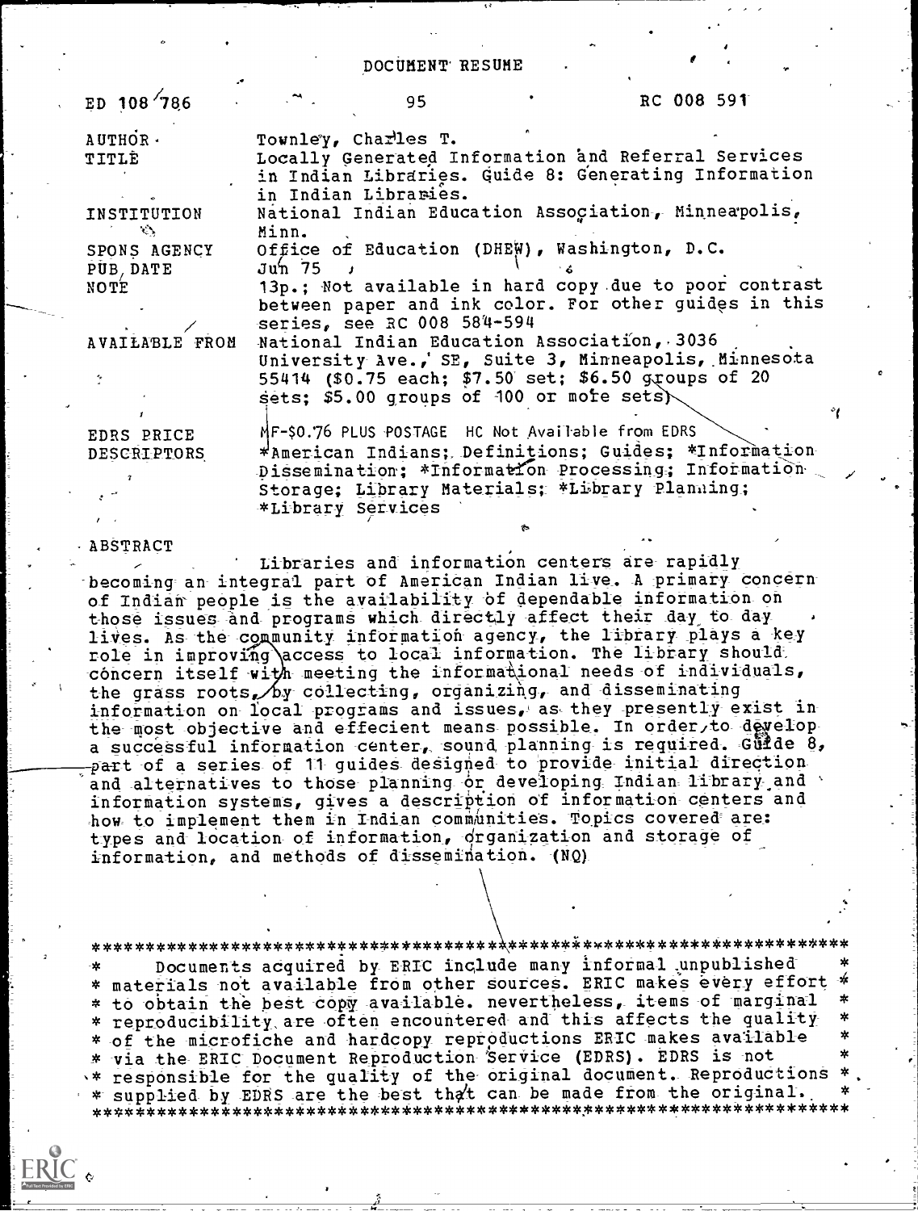# DOCUMENT RESUME

| | | |
|---|---|---|
| ED 108 786 | 95 | RC 008 591 |

| | |
|---|---|
| AUTHOR | Townley, Charles T. |
| TITLE | Locally Generated Information and Referral Services in Indian Libraries. Guide 8: Generating Information in Indian Libraries. |
| INSTITUTION | National Indian Education Association, Minneapolis, Minn. |
| SPONS AGENCY | Office of Education (DHEW), Washington, D.C. |
| PUB DATE | Jun 75 |
| NOTE | 13p.; Not available in hard copy due to poor contrast between paper and ink color. For other guides in this series, see RC 008 584-594 |
| AVAILABLE FROM | National Indian Education Association, 3036 University Ave., SE, Suite 3, Minneapolis, Minnesota 55414 ($0.75 each; $7.50 set; $6.50 groups of 20 sets; $5.00 groups of 100 or more sets) |
| EDRS PRICE | MF-$0.76 PLUS POSTAGE HC Not Available from EDRS |
| DESCRIPTORS | *American Indians; Definitions; Guides; *Information Dissemination; *Information Processing; Information Storage; Library Materials; *Library Planning; *Library Services |

## ABSTRACT

Libraries and information centers are rapidly becoming an integral part of American Indian live. A primary concern of Indian people is the availability of dependable information on those issues and programs which directly affect their day to day lives. As the community information agency, the library plays a key role in improving access to local information. The library should concern itself with meeting the informational needs of individuals, the grass roots, by collecting, organizing, and disseminating information on local programs and issues, as they presently exist in the most objective and effecient means possible. In order to develop a successful information center, sound planning is required. Guide 8, part of a series of 11 guides designed to provide initial direction and alternatives to those planning or developing Indian library and information systems, gives a description of information centers and how to implement them in Indian communities. Topics covered are: types and location of information, organization and storage of information, and methods of dissemination. (NQ)

***********************************************************************
* Documents acquired by ERIC include many informal unpublished *
* materials not available from other sources. ERIC makes every effort *
* to obtain the best copy available. nevertheless, items of marginal *
* reproducibility are often encountered and this affects the quality *
* of the microfiche and hardcopy reproductions ERIC makes available *
* via the ERIC Document Reproduction Service (EDRS). EDRS is not *
* responsible for the quality of the original document. Reproductions *
* supplied by EDRS are the best that can be made from the original. *
***********************************************************************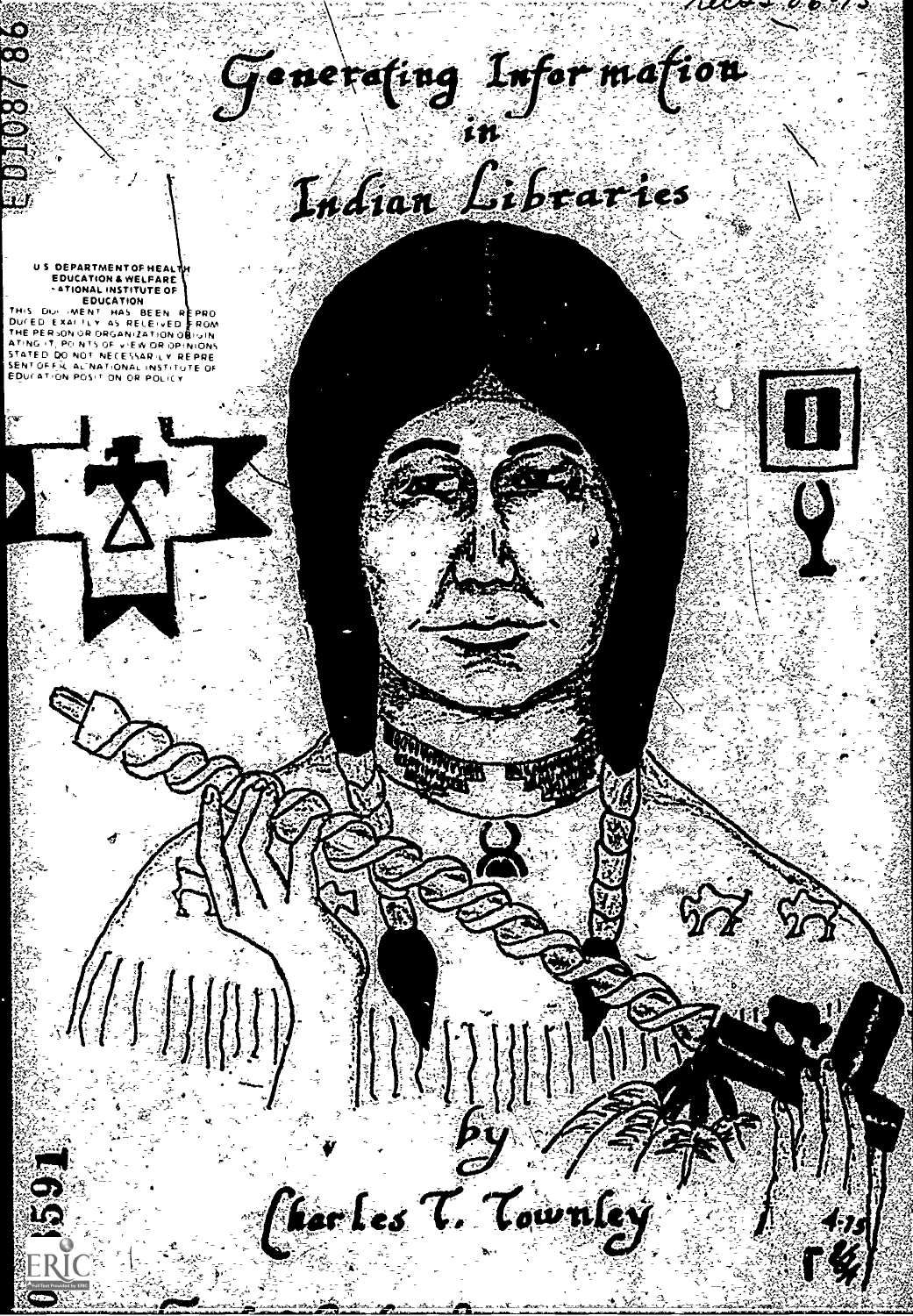# Generating Information in Indian Libraries

U S DEPARTMENT OF HEALTH EDUCATION & WELFARE NATIONAL INSTITUTE OF EDUCATION

THIS DOCUMENT HAS BEEN REPRODUCED EXACTLY AS RECEIVED FROM THE PERSON OR ORGANIZATION ORIGINATING IT. POINTS OF VIEW OR OPINIONS STATED DO NOT NECESSARILY REPRESENT OFFICIAL NATIONAL INSTITUTE OF EDUCATION POSITION OR POLICY

by

Charles T. Townley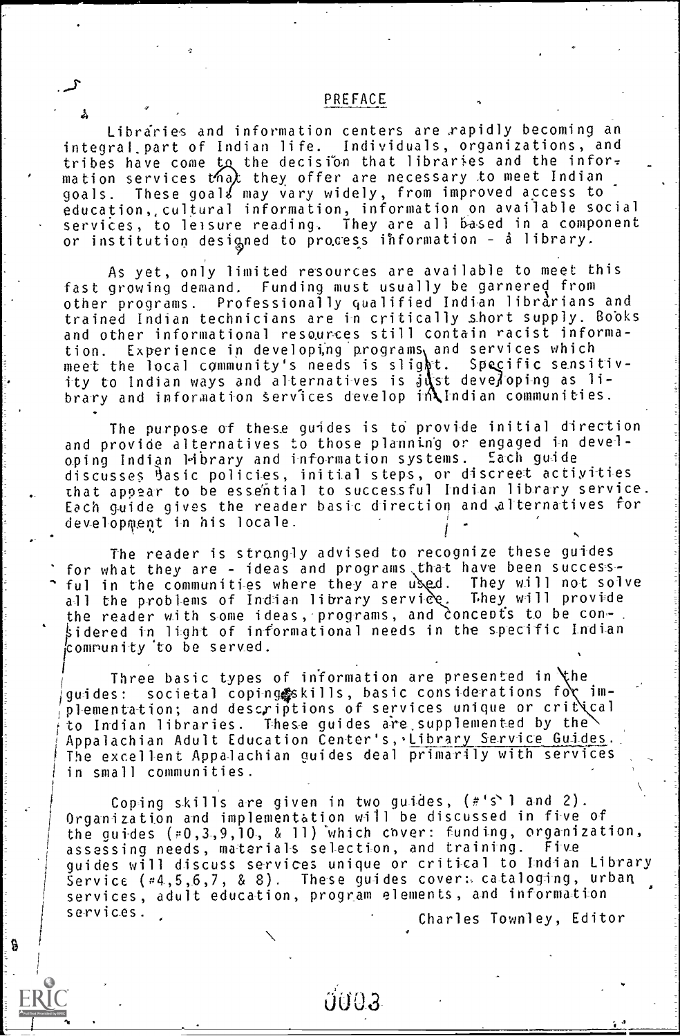## PREFACE

Libraries and information centers are rapidly becoming an integral part of Indian life. Individuals, organizations, and tribes have come to the decision that libraries and the information services that they offer are necessary to meet Indian goals. These goals may vary widely, from improved access to education, cultural information, information on available social services, to leisure reading. They are all based in a component or institution designed to process information - a library.

As yet, only limited resources are available to meet this fast growing demand. Funding must usually be garnered from other programs. Professionally qualified Indian librarians and trained Indian technicians are in critically short supply. Books and other informational resources still contain racist information. Experience in developing programs and services which meet the local community's needs is slight. Specific sensitivity to Indian ways and alternatives is just developing as library and information services develop in Indian communities.

The purpose of these guides is to provide initial direction and provide alternatives to those planning or engaged in developing Indian library and information systems. Each guide discusses basic policies, initial steps, or discreet activities that appear to be essential to successful Indian library service. Each guide gives the reader basic direction and alternatives for development in his locale.

The reader is strongly advised to recognize these guides for what they are - ideas and programs that have been successful in the communities where they are used. They will not solve all the problems of Indian library service. They will provide the reader with some ideas, programs, and concepts to be considered in light of informational needs in the specific Indian community to be served.

Three basic types of information are presented in the guides: societal coping skills, basic considerations for implementation; and descriptions of services unique or critical to Indian libraries. These guides are supplemented by the Appalachian Adult Education Center's, Library Service Guides. The excellent Appalachian guides deal primarily with services in small communities.

Coping skills are given in two guides, (#'s 1 and 2). Organization and implementation will be discussed in five of the guides (#0,3,9,10, & 11) which cover: funding, organization, assessing needs, materials selection, and training. Five guides will discuss services unique or critical to Indian Library Service (#4,5,6,7, & 8). These guides cover: cataloging, urban services, adult education, program elements, and information services.

Charles Townley, Editor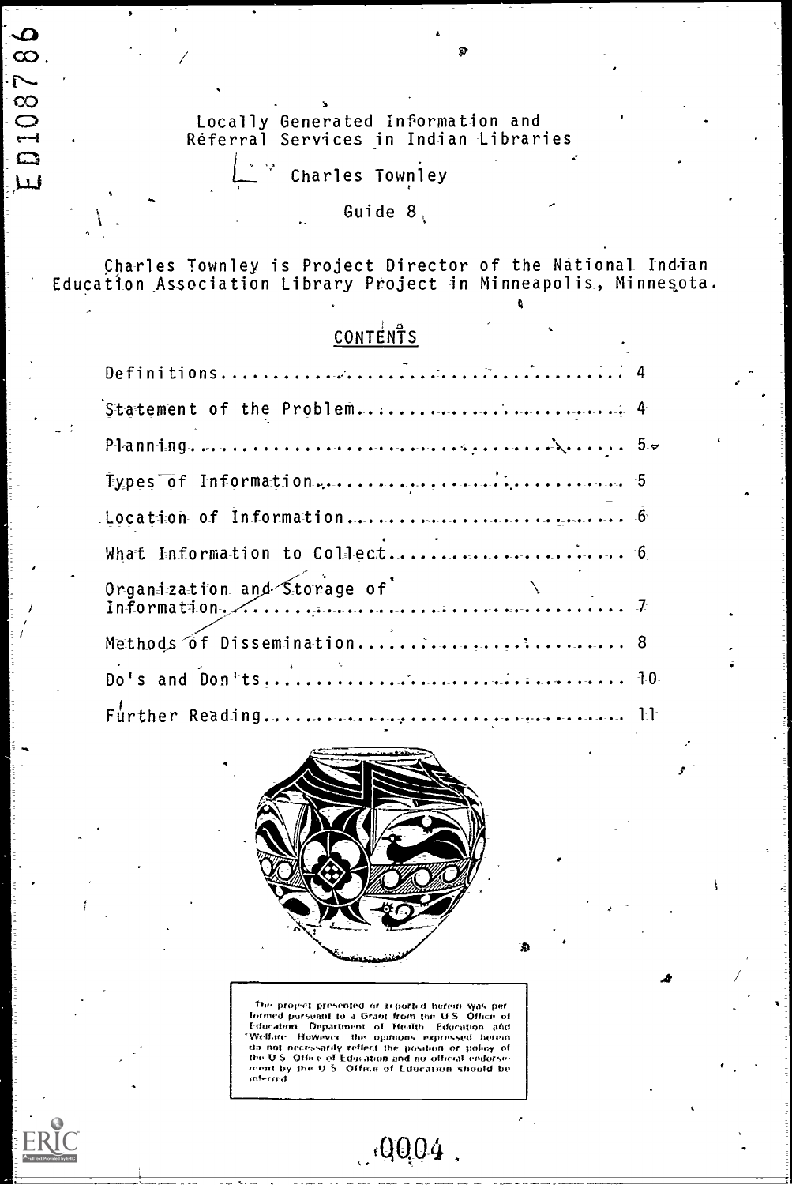# Locally Generated Information and Referral Services in Indian Libraries

Charles Townley

Guide 8

Charles Townley is Project Director of the National Indian Education Association Library Project in Minneapolis, Minnesota.

## CONTENTS

| | |
|---|---|
| Definitions | 4 |
| Statement of the Problem | 4 |
| Planning | 5 |
| Types of Information | 5 |
| Location of Information | 6 |
| What Information to Collect | 6 |
| Organization and Storage of Information | 7 |
| Methods of Dissemination | 8 |
| Do's and Don'ts | 10 |
| Further Reading | 11 |

The project presented or reported herein was performed pursuant to a Grant from the U.S. Office of Education, Department of Health, Education and Welfare. However, the opinions expressed herein do not necessarily reflect the position or policy of the U.S. Office of Education and no official endorsement by the U.S. Office of Education should be inferred.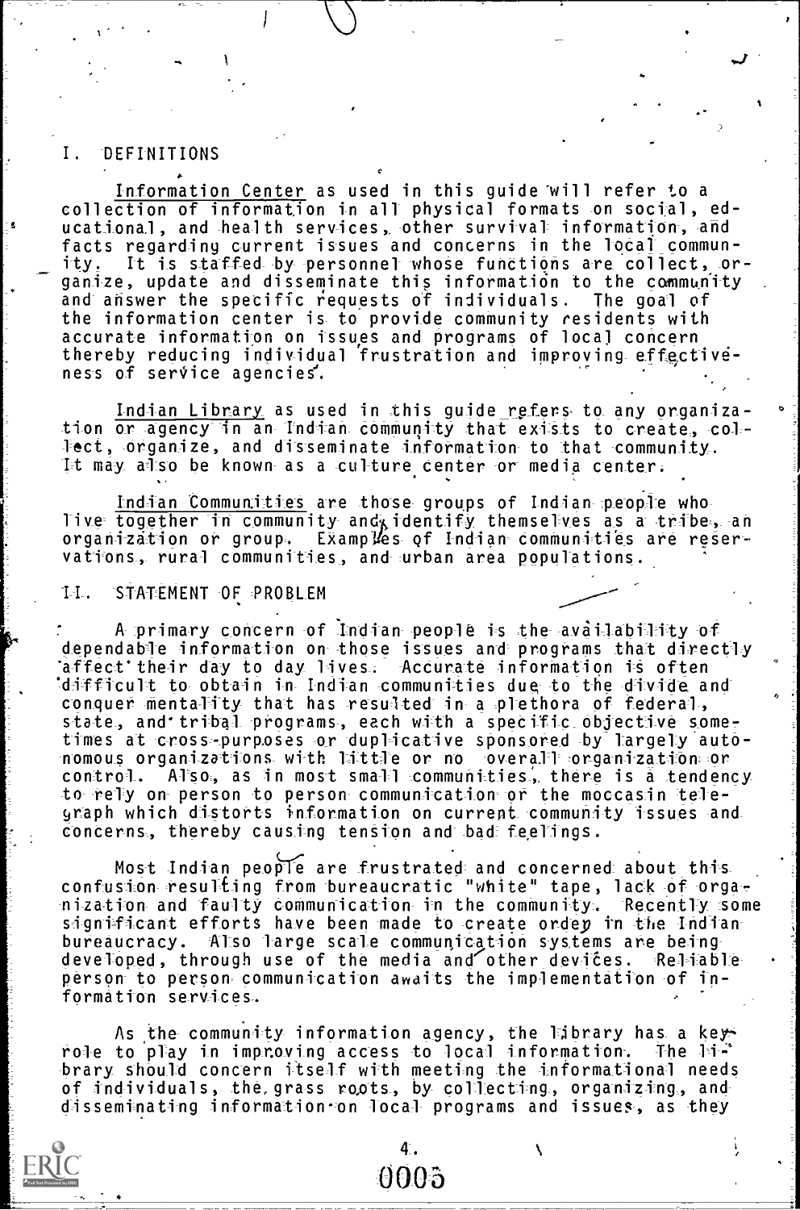## I. DEFINITIONS

Information Center as used in this guide will refer to a collection of information in all physical formats on social, educational, and health services, other survival information, and facts regarding current issues and concerns in the local community. It is staffed by personnel whose functions are collect, organize, update and disseminate this information to the community and answer the specific requests of individuals. The goal of the information center is to provide community residents with accurate information on issues and programs of local concern thereby reducing individual frustration and improving effectiveness of service agencies.

Indian Library as used in this guide refers to any organization or agency in an Indian community that exists to create, collect, organize, and disseminate information to that community. It may also be known as a culture center or media center.

Indian Communities are those groups of Indian people who live together in community and identify themselves as a tribe, an organization or group. Examples of Indian communities are reservations, rural communities, and urban area populations.

## II. STATEMENT OF PROBLEM

A primary concern of Indian people is the availability of dependable information on those issues and programs that directly affect their day to day lives. Accurate information is often difficult to obtain in Indian communities due to the divide and conquer mentality that has resulted in a plethora of federal, state, and tribal programs, each with a specific objective sometimes at cross-purposes or duplicative sponsored by largely autonomous organizations with little or no overall organization or control. Also, as in most small communities, there is a tendency to rely on person to person communication or the moccasin telegraph which distorts information on current community issues and concerns, thereby causing tension and bad feelings.

Most Indian people are frustrated and concerned about this confusion resulting from bureaucratic "white" tape, lack of organization and faulty communication in the community. Recently some significant efforts have been made to create order in the Indian bureaucracy. Also large scale communication systems are being developed, through use of the media and other devices. Reliable person to person communication awaits the implementation of information services.

As the community information agency, the library has a key role to play in improving access to local information. The library should concern itself with meeting the informational needs of individuals, the grass roots, by collecting, organizing, and disseminating information on local programs and issues, as they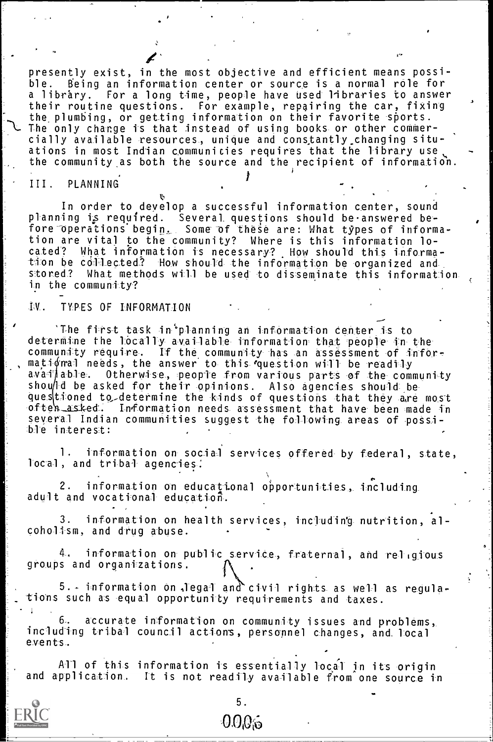presently exist, in the most objective and efficient means possible. Being an information center or source is a normal role for a library. For a long time, people have used libraries to answer their routine questions. For example, repairing the car, fixing the plumbing, or getting information on their favorite sports. The only change is that instead of using books or other commercially available resources, unique and constantly changing situations in most Indian communities requires that the library use the community as both the source and the recipient of information.

## III. PLANNING

In order to develop a successful information center, sound planning is required. Several questions should be answered before operations begin. Some of these are: What types of information are vital to the community? Where is this information located? What information is necessary? How should this information be collected? How should the information be organized and stored? What methods will be used to disseminate this information in the community?

## IV. TYPES OF INFORMATION

The first task in planning an information center is to determine the locally available information that people in the community require. If the community has an assessment of informational needs, the answer to this question will be readily available. Otherwise, people from various parts of the community should be asked for their opinions. Also agencies should be questioned to determine the kinds of questions that they are most often asked. Information needs assessment that have been made in several Indian communities suggest the following areas of possible interest:

1. information on social services offered by federal, state, local, and tribal agencies.

2. information on educational opportunities, including adult and vocational education.

3. information on health services, including nutrition, alcoholism, and drug abuse.

4. information on public service, fraternal, and religious groups and organizations.

5. information on legal and civil rights as well as regulations such as equal opportunity requirements and taxes.

6. accurate information on community issues and problems, including tribal council actions, personnel changes, and local events.

All of this information is essentially local in its origin and application. It is not readily available from one source in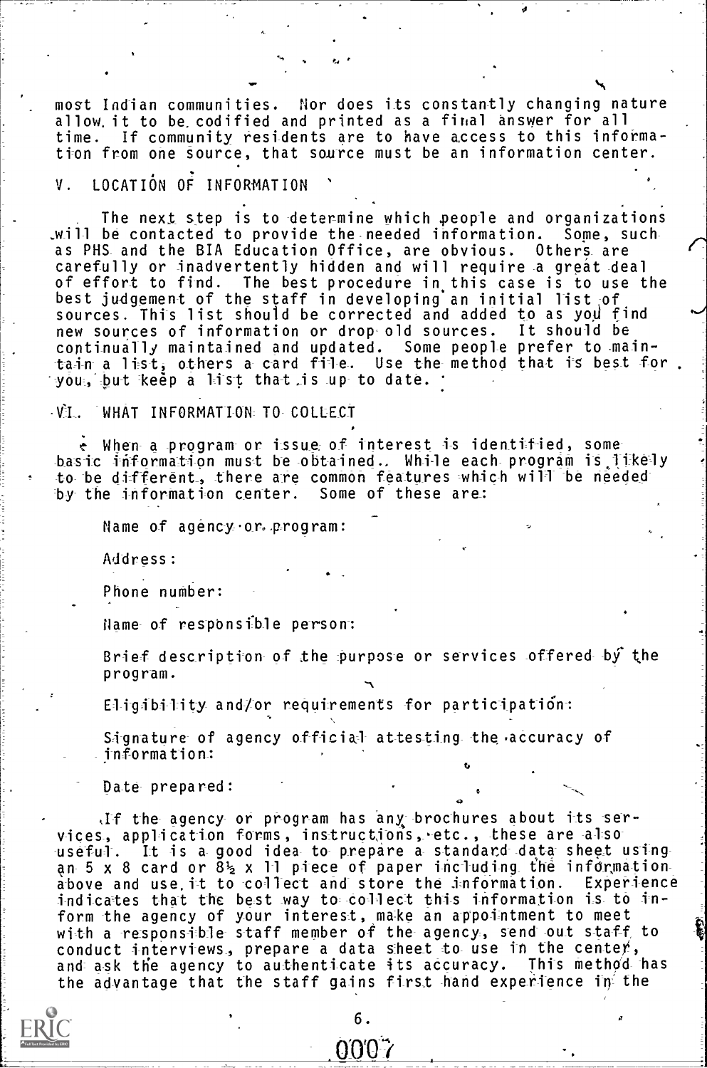most Indian communities. Nor does its constantly changing nature allow it to be codified and printed as a final answer for all time. If community residents are to have access to this information from one source, that source must be an information center.

## V. LOCATION OF INFORMATION

The next step is to determine which people and organizations will be contacted to provide the needed information. Some, such as PHS and the BIA Education Office, are obvious. Others are carefully or inadvertently hidden and will require a great deal of effort to find. The best procedure in this case is to use the best judgement of the staff in developing an initial list of sources. This list should be corrected and added to as you find new sources of information or drop old sources. It should be continually maintained and updated. Some people prefer to maintain a list, others a card file. Use the method that is best for you, but keep a list that is up to date.

## VI. WHAT INFORMATION TO COLLECT

When a program or issue of interest is identified, some basic information must be obtained. While each program is likely to be different, there are common features which will be needed by the information center. Some of these are:

Name of agency or program:

Address:

Phone number:

Name of responsible person:

Brief description of the purpose or services offered by the program.

Eligibility and/or requirements for participation:

Signature of agency official attesting the accuracy of information:

Date prepared:

If the agency or program has any brochures about its services, application forms, instructions, etc., these are also useful. It is a good idea to prepare a standard data sheet using an 5 x 8 card or 8½ x 11 piece of paper including the information above and use it to collect and store the information. Experience indicates that the best way to collect this information is to inform the agency of your interest, make an appointment to meet with a responsible staff member of the agency, send out staff to conduct interviews, prepare a data sheet to use in the center, and ask the agency to authenticate its accuracy. This method has the advantage that the staff gains first hand experience in the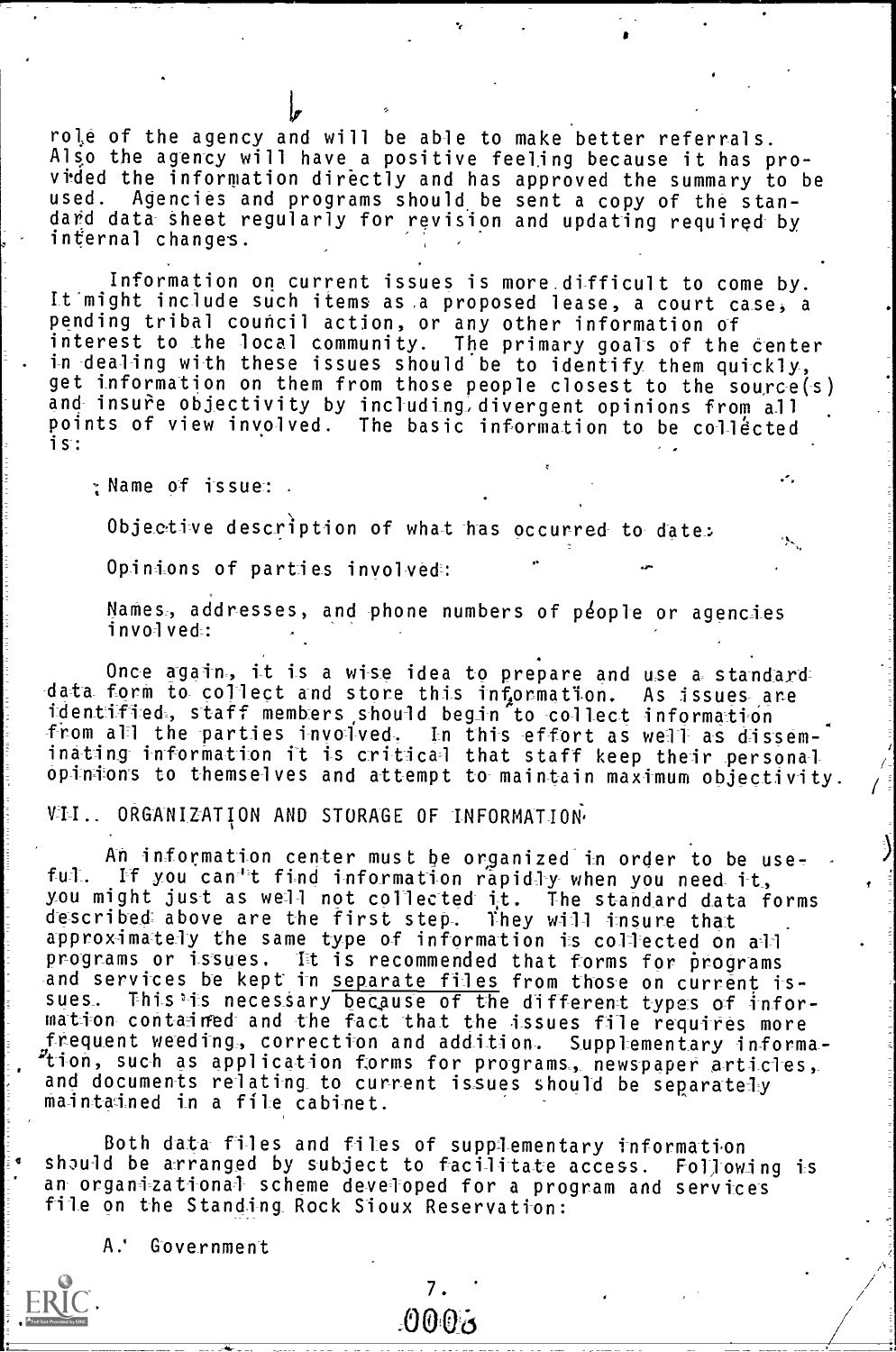role of the agency and will be able to make better referrals. Also the agency will have a positive feeling because it has provided the information directly and has approved the summary to be used. Agencies and programs should be sent a copy of the standard data sheet regularly for revision and updating required by internal changes.

Information on current issues is more difficult to come by. It might include such items as a proposed lease, a court case, a pending tribal council action, or any other information of interest to the local community. The primary goals of the center in dealing with these issues should be to identify them quickly, get information on them from those people closest to the source(s) and insure objectivity by including divergent opinions from all points of view involved. The basic information to be collected is:

Name of issue:

Objective description of what has occurred to date:

Opinions of parties involved:

Names, addresses, and phone numbers of people or agencies involved:

Once again, it is a wise idea to prepare and use a standard data form to collect and store this information. As issues are identified, staff members should begin to collect information from all the parties involved. In this effort as well as disseminating information it is critical that staff keep their personal opinions to themselves and attempt to maintain maximum objectivity.

## VII. ORGANIZATION AND STORAGE OF INFORMATION

An information center must be organized in order to be useful. If you can't find information rapidly when you need it, you might just as well not collected it. The standard data forms described above are the first step. They will insure that approximately the same type of information is collected on all programs or issues. It is recommended that forms for programs and services be kept in <u>separate files</u> from those on current issues. This is necessary because of the different types of information contained and the fact that the issues file requires more frequent weeding, correction and addition. Supplementary information, such as application forms for programs, newspaper articles, and documents relating to current issues should be separately maintained in a file cabinet.

Both data files and files of supplementary information should be arranged by subject to facilitate access. Following is an organizational scheme developed for a program and services file on the Standing Rock Sioux Reservation:

A. Government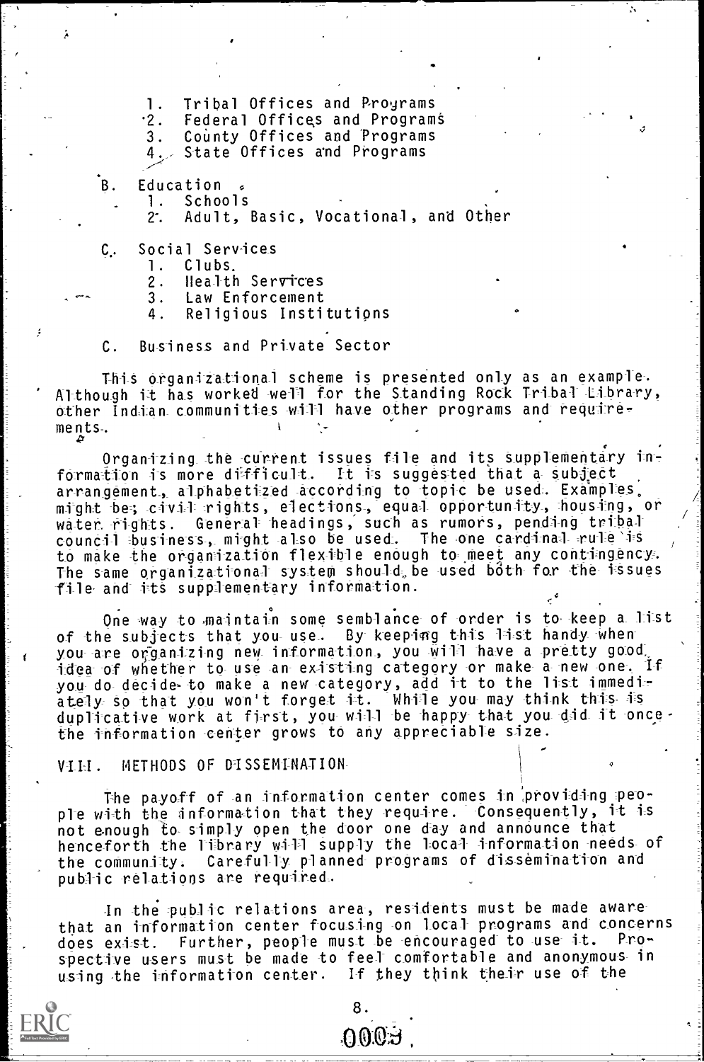1. Tribal Offices and Programs
2. Federal Offices and Programs
3. County Offices and Programs
4. State Offices and Programs

B. Education
   1. Schools
   2. Adult, Basic, Vocational, and Other

C. Social Services
   1. Clubs.
   2. Health Services
   3. Law Enforcement
   4. Religious Institutions

C. Business and Private Sector

This organizational scheme is presented only as an example. Although it has worked well for the Standing Rock Tribal Library, other Indian communities will have other programs and requirements.

Organizing the current issues file and its supplementary information is more difficult. It is suggested that a subject arrangement, alphabetized according to topic be used. Examples might be; civil rights, elections, equal opportunity, housing, or water rights. General headings, such as rumors, pending tribal council business, might also be used. The one cardinal rule is to make the organization flexible enough to meet any contingency. The same organizational system should be used both for the issues file and its supplementary information.

One way to maintain some semblance of order is to keep a list of the subjects that you use. By keeping this list handy when you are organizing new information, you will have a pretty good idea of whether to use an existing category or make a new one. If you do decide to make a new category, add it to the list immediately so that you won't forget it. While you may think this is duplicative work at first, you will be happy that you did it once the information center grows to any appreciable size.

## VIII. METHODS OF DISSEMINATION

The payoff of an information center comes in providing people with the information that they require. Consequently, it is not enough to simply open the door one day and announce that henceforth the library will supply the local information needs of the community. Carefully planned programs of dissemination and public relations are required.

In the public relations area, residents must be made aware that an information center focusing on local programs and concerns does exist. Further, people must be encouraged to use it. Prospective users must be made to feel comfortable and anonymous in using the information center. If they think their use of the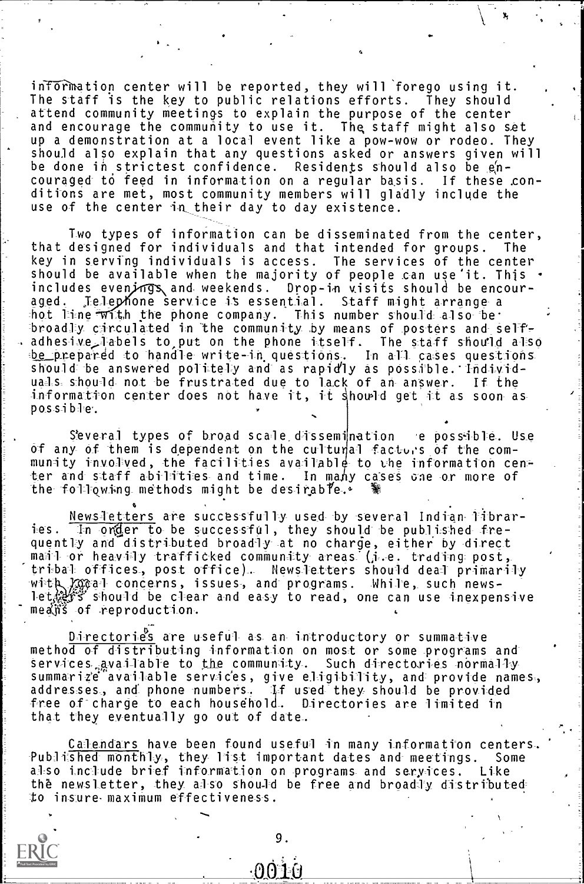information center will be reported, they will forego using it. The staff is the key to public relations efforts. They should attend community meetings to explain the purpose of the center and encourage the community to use it. The staff might also set up a demonstration at a local event like a pow-wow or rodeo. They should also explain that any questions asked or answers given will be done in strictest confidence. Residents should also be encouraged to feed in information on a regular basis. If these conditions are met, most community members will gladly include the use of the center in their day to day existence.

Two types of information can be disseminated from the center, that designed for individuals and that intended for groups. The key in serving individuals is access. The services of the center should be available when the majority of people can use it. This includes evenings and weekends. Drop-in visits should be encouraged. Telephone service is essential. Staff might arrange a hot line with the phone company. This number should also be broadly circulated in the community by means of posters and self-adhesive labels to put on the phone itself. The staff should also be prepared to handle write-in questions. In all cases questions should be answered politely and as rapidly as possible. Individuals should not be frustrated due to lack of an answer. If the information center does not have it, it should get it as soon as possible.

Several types of broad scale dissemination are possible. Use of any of them is dependent on the cultural factors of the community involved, the facilities available to the information center and staff abilities and time. In many cases one or more of the following methods might be desirable.

Newsletters are successfully used by several Indian libraries. In order to be successful, they should be published frequently and distributed broadly at no charge, either by direct mail or heavily trafficked community areas (i.e. trading post, tribal offices, post office). Newsletters should deal primarily with local concerns, issues, and programs. While, such newsletters should be clear and easy to read, one can use inexpensive means of reproduction.

Directories are useful as an introductory or summative method of distributing information on most or some programs and services available to the community. Such directories normally summarize available services, give eligibility, and provide names, addresses, and phone numbers. If used they should be provided free of charge to each household. Directories are limited in that they eventually go out of date.

Calendars have been found useful in many information centers. Published monthly, they list important dates and meetings. Some also include brief information on programs and services. Like the newsletter, they also should be free and broadly distributed to insure maximum effectiveness.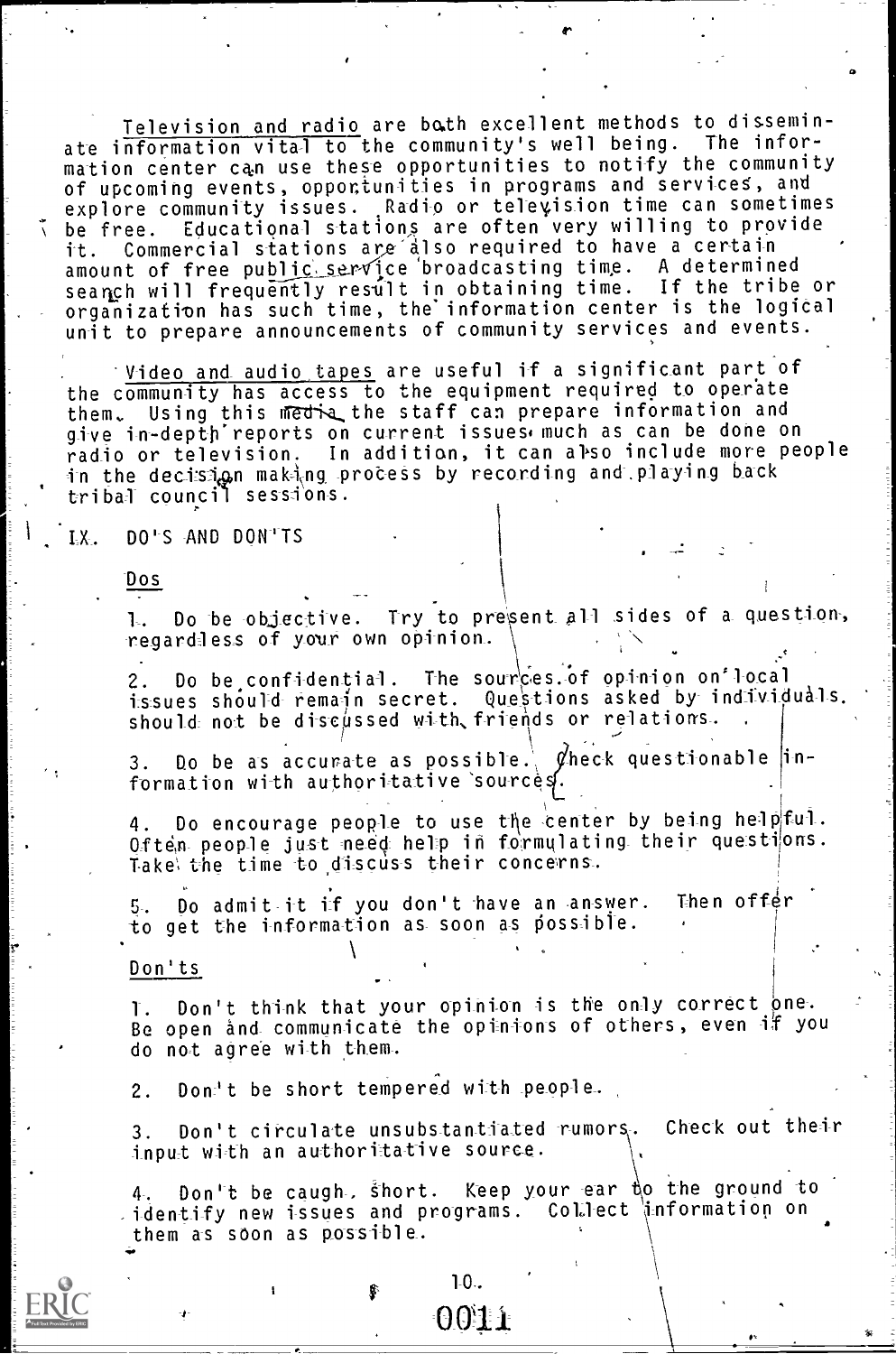Television and radio are both excellent methods to disseminate information vital to the community's well being. The information center can use these opportunities to notify the community of upcoming events, opportunities in programs and services, and explore community issues. Radio or television time can sometimes be free. Educational stations are often very willing to provide it. Commercial stations are also required to have a certain amount of free public service broadcasting time. A determined search will frequently result in obtaining time. If the tribe or organization has such time, the information center is the logical unit to prepare announcements of community services and events.

Video and audio tapes are useful if a significant part of the community has access to the equipment required to operate them. Using this media the staff can prepare information and give in-depth reports on current issues much as can be done on radio or television. In addition, it can also include more people in the decision making process by recording and playing back tribal council sessions.

## IX. DO'S AND DON'TS

### Dos

1. Do be objective. Try to present all sides of a question, regardless of your own opinion.

2. Do be confidential. The sources of opinion on local issues should remain secret. Questions asked by individuals should not be discussed with friends or relations.

3. Do be as accurate as possible. Check questionable information with authoritative sources.

4. Do encourage people to use the center by being helpful. Often people just need help in formulating their questions. Take the time to discuss their concerns.

5. Do admit it if you don't have an answer. Then offer to get the information as soon as possible.

### Don'ts

1. Don't think that your opinion is the only correct one. Be open and communicate the opinions of others, even if you do not agree with them.

2. Don't be short tempered with people.

3. Don't circulate unsubstantiated rumors. Check out their input with an authoritative source.

4. Don't be caught short. Keep your ear to the ground to identify new issues and programs. Collect information on them as soon as possible.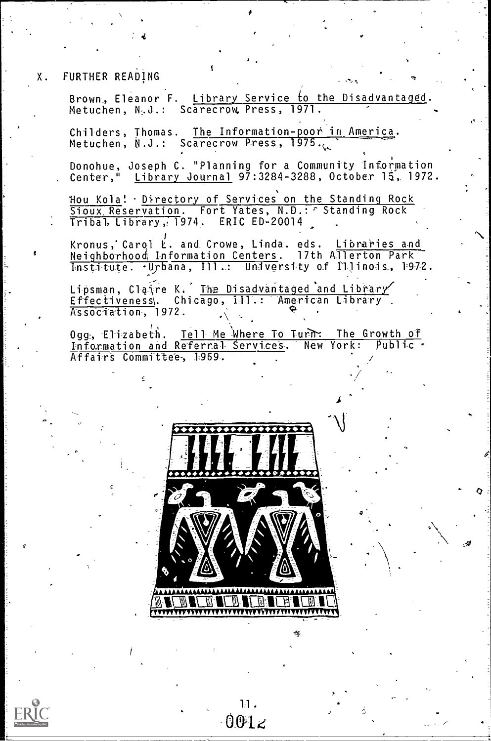## X. FURTHER READING

Brown, Eleanor F. Library Service to the Disadvantaged. Metuchen, N.J.: Scarecrow Press, 1971.

Childers, Thomas. The Information-poor in America. Metuchen, N.J.: Scarecrow Press, 1975.

Donohue, Joseph C. "Planning for a Community Information Center," Library Journal 97:3284-3288, October 15, 1972.

Hou Kola! Directory of Services on the Standing Rock Sioux Reservation. Fort Yates, N.D.: Standing Rock Tribal Library, 1974. ERIC ED-20014

Kronus, Carol L. and Crowe, Linda. eds. Libraries and Neighborhood Information Centers. 17th Allerton Park Institute. Urbana, Ill.: University of Illinois, 1972.

Lipsman, Claire K. The Disadvantaged and Library Effectiveness. Chicago, Ill.: American Library Association, 1972.

Ogg, Elizabeth. Tell Me Where To Turn: The Growth of Information and Referral Services. New York: Public Affairs Committee, 1969.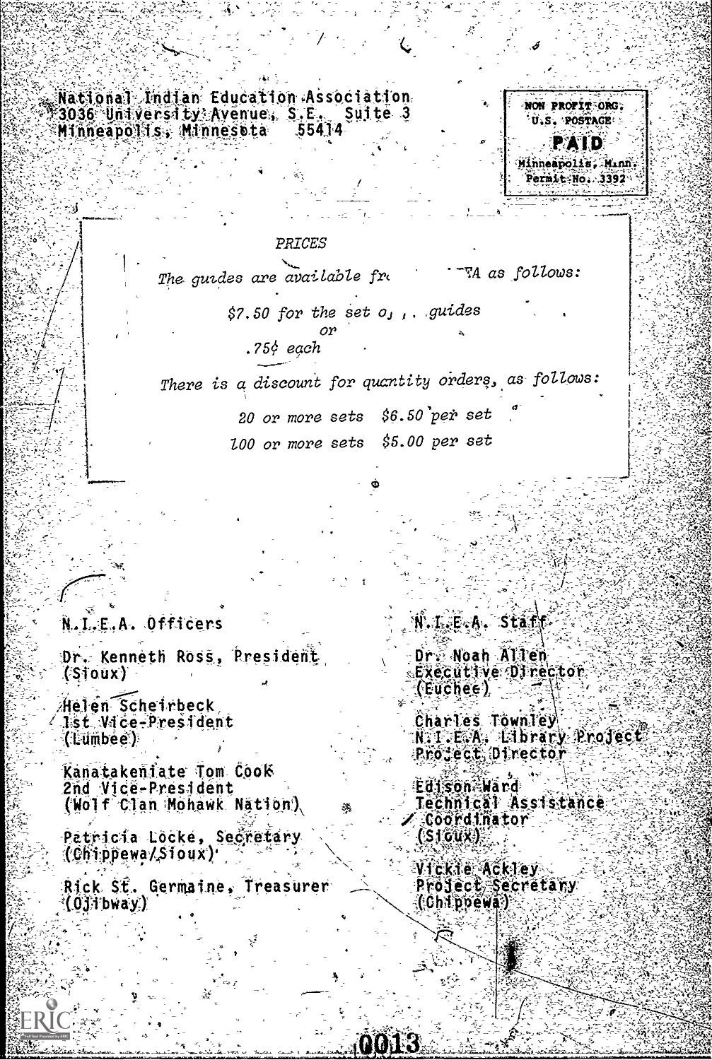National Indian Education Association
3036 University Avenue, S.E. Suite 3
Minneapolis, Minnesota 55414

NON PROFIT ORG.
U.S. POSTAGE
**PAID**
Minneapolis, Minn.
Permit No. 3392

*PRICES*

*The guides are available fr... ...EA as follows:*

*$7.50 for the set o... guides*

*or*

*.75¢ each*

*There is a discount for quantity orders, as follows:*

*20 or more sets $6.50 per set*

*100 or more sets $5.00 per set*

N.I.E.A. Officers

Dr. Kenneth Ross, President
(Sioux)

Helen Scheirbeck
1st Vice-President
(Lumbee)

Kanatakeniate Tom Cook
2nd Vice-President
(Wolf Clan Mohawk Nation)

Patricia Locke, Secretary
(Chippewa/Sioux)

Rick St. Germaine, Treasurer
(Ojibway)

N.I.E.A. Staff

Dr. Noah Allen
Executive Director
(Euchee)

Charles Townley
N.I.E.A. Library Project
Project Director

Edison Ward
Technical Assistance
Coordinator
(Sioux)

Vickie Ackley
Project Secretary
(Chippewa)